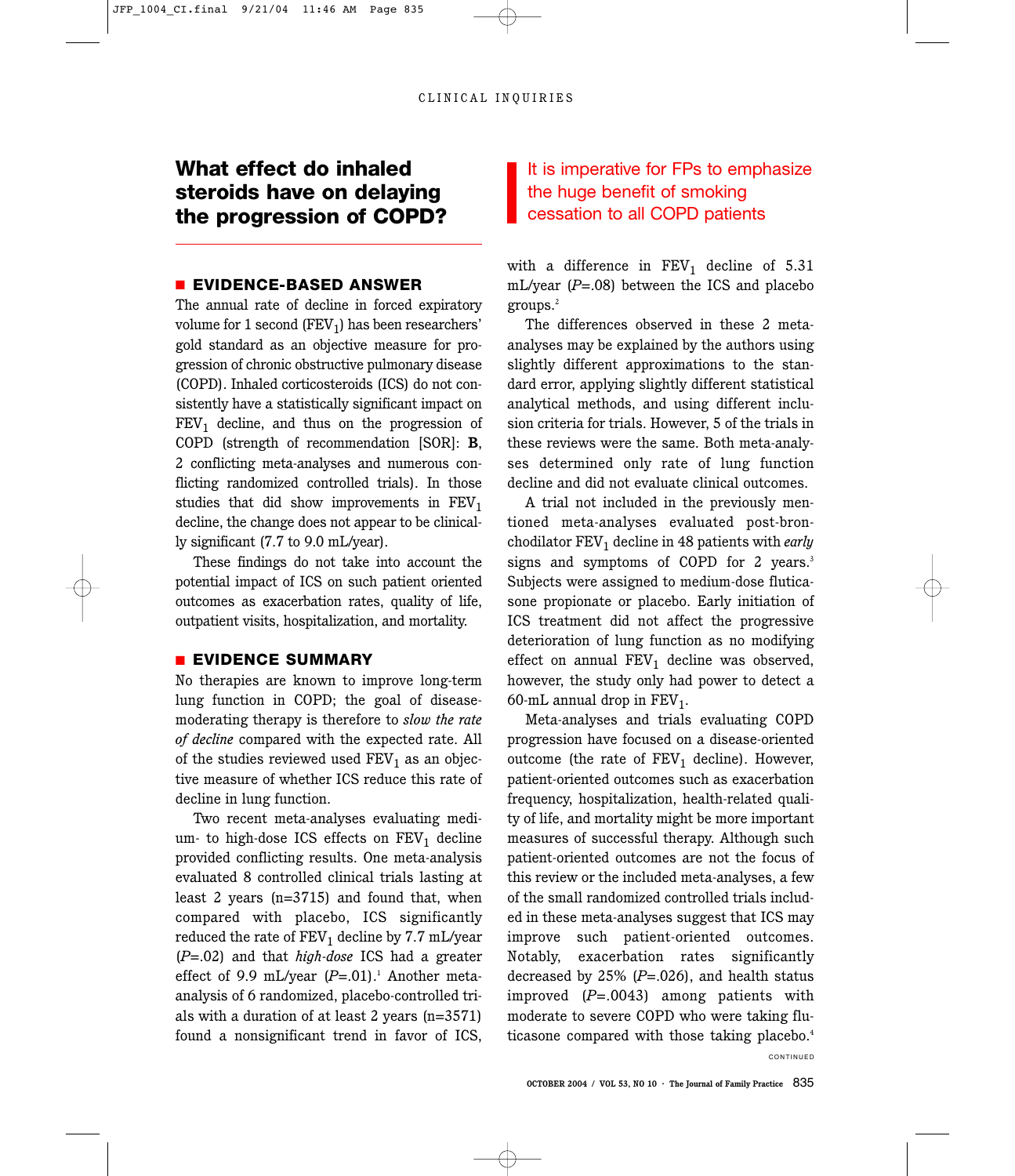# What effect do inhaled steroids have on delaying the progression of COPD?

## ■ EVIDENCE-BASED ANSWER

The annual rate of decline in forced expiratory volume for 1 second ($FEV_1$) has been researchers' gold standard as an objective measure for progression of chronic obstructive pulmonary disease (COPD). Inhaled corticosteroids (ICS) do not consistently have a statistically significant impact on $FEV_1$ decline, and thus on the progression of COPD (strength of recommendation [SOR]: **B**, 2 conflicting meta-analyses and numerous conflicting randomized controlled trials). In those studies that did show improvements in $FEV_1$ decline, the change does not appear to be clinically significant (7.7 to 9.0 mL/year).

These findings do not take into account the potential impact of ICS on such patient oriented outcomes as exacerbation rates, quality of life, outpatient visits, hospitalization, and mortality.

## ■ EVIDENCE SUMMARY

No therapies are known to improve long-term lung function in COPD; the goal of disease-moderating therapy is therefore to *slow the rate of decline* compared with the expected rate. All of the studies reviewed used $FEV_1$ as an objective measure of whether ICS reduce this rate of decline in lung function.

Two recent meta-analyses evaluating medium- to high-dose ICS effects on $FEV_1$ decline provided conflicting results. One meta-analysis evaluated 8 controlled clinical trials lasting at least 2 years (n=3715) and found that, when compared with placebo, ICS significantly reduced the rate of $FEV_1$ decline by 7.7 mL/year ($P$=.02) and that *high-dose* ICS had a greater effect of 9.9 mL/year ($P$=.01).[1] Another meta-analysis of 6 randomized, placebo-controlled trials with a duration of at least 2 years (n=3571) found a nonsignificant trend in favor of ICS, with a difference in $FEV_1$ decline of 5.31 mL/year ($P$=.08) between the ICS and placebo groups.[2]

> It is imperative for FPs to emphasize the huge benefit of smoking cessation to all COPD patients

The differences observed in these 2 meta-analyses may be explained by the authors using slightly different approximations to the standard error, applying slightly different statistical analytical methods, and using different inclusion criteria for trials. However, 5 of the trials in these reviews were the same. Both meta-analyses determined only rate of lung function decline and did not evaluate clinical outcomes.

A trial not included in the previously mentioned meta-analyses evaluated post-bronchodilator $FEV_1$ decline in 48 patients with *early* signs and symptoms of COPD for 2 years.[3] Subjects were assigned to medium-dose fluticasone propionate or placebo. Early initiation of ICS treatment did not affect the progressive deterioration of lung function as no modifying effect on annual $FEV_1$ decline was observed, however, the study only had power to detect a 60-mL annual drop in $FEV_1$.

Meta-analyses and trials evaluating COPD progression have focused on a disease-oriented outcome (the rate of $FEV_1$ decline). However, patient-oriented outcomes such as exacerbation frequency, hospitalization, health-related quality of life, and mortality might be more important measures of successful therapy. Although such patient-oriented outcomes are not the focus of this review or the included meta-analyses, a few of the small randomized controlled trials included in these meta-analyses suggest that ICS may improve such patient-oriented outcomes. Notably, exacerbation rates significantly decreased by 25% ($P$=.026), and health status improved ($P$=.0043) among patients with moderate to severe COPD who were taking fluticasone compared with those taking placebo.[4]

CONTINUED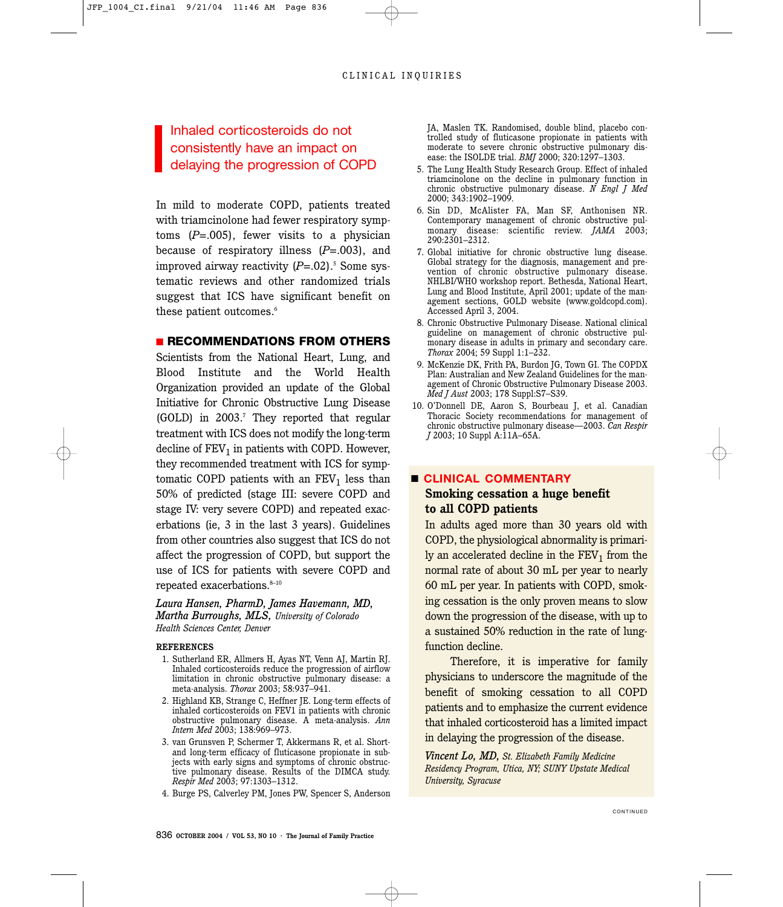## Inhaled corticosteroids do not consistently have an impact on delaying the progression of COPD

In mild to moderate COPD, patients treated with triamcinolone had fewer respiratory symptoms ($P$=.005), fewer visits to a physician because of respiratory illness ($P$=.003), and improved airway reactivity ($P$=.02).[5] Some systematic reviews and other randomized trials suggest that ICS have significant benefit on these patient outcomes.[6]

### RECOMMENDATIONS FROM OTHERS

Scientists from the National Heart, Lung, and Blood Institute and the World Health Organization provided an update of the Global Initiative for Chronic Obstructive Lung Disease (GOLD) in 2003.[7] They reported that regular treatment with ICS does not modify the long-term decline of $FEV_1$ in patients with COPD. However, they recommended treatment with ICS for symptomatic COPD patients with an $FEV_1$ less than 50% of predicted (stage III: severe COPD and stage IV: very severe COPD) and repeated exacerbations (ie, 3 in the last 3 years). Guidelines from other countries also suggest that ICS do not affect the progression of COPD, but support the use of ICS for patients with severe COPD and repeated exacerbations.[8–10]

***Laura Hansen, PharmD, James Havemann, MD, Martha Burroughs, MLS,*** *University of Colorado Health Sciences Center, Denver*

#### REFERENCES

1. Sutherland ER, Allmers H, Ayas NT, Venn AJ, Martin RJ. Inhaled corticosteroids reduce the progression of airflow limitation in chronic obstructive pulmonary disease: a meta-analysis. *Thorax* 2003; 58:937–941.
2. Highland KB, Strange C, Heffner JE. Long-term effects of inhaled corticosteroids on FEV1 in patients with chronic obstructive pulmonary disease. A meta-analysis. *Ann Intern Med* 2003; 138:969–973.
3. van Grunsven P, Schermer T, Akkermans R, et al. Short- and long-term efficacy of fluticasone propionate in subjects with early signs and symptoms of chronic obstructive pulmonary disease. Results of the DIMCA study. *Respir Med* 2003; 97:1303–1312.
4. Burge PS, Calverley PM, Jones PW, Spencer S, Anderson JA, Maslen TK. Randomised, double blind, placebo controlled study of fluticasone propionate in patients with moderate to severe chronic obstructive pulmonary disease: the ISOLDE trial. *BMJ* 2000; 320:1297–1303.
5. The Lung Health Study Research Group. Effect of inhaled triamcinolone on the decline in pulmonary function in chronic obstructive pulmonary disease. *N Engl J Med* 2000; 343:1902–1909.
6. Sin DD, McAlister FA, Man SF, Anthonisen NR. Contemporary management of chronic obstructive pulmonary disease: scientific review. *JAMA* 2003; 290:2301–2312.
7. Global initiative for chronic obstructive lung disease. Global strategy for the diagnosis, management and prevention of chronic obstructive pulmonary disease. NHLBI/WHO workshop report. Bethesda, National Heart, Lung and Blood Institute, April 2001; update of the management sections, GOLD website (www.goldcopd.com). Accessed April 3, 2004.
8. Chronic Obstructive Pulmonary Disease. National clinical guideline on management of chronic obstructive pulmonary disease in adults in primary and secondary care. *Thorax* 2004; 59 Suppl 1:1–232.
9. McKenzie DK, Frith PA, Burdon JG, Town GI. The COPDX Plan: Australian and New Zealand Guidelines for the management of Chronic Obstructive Pulmonary Disease 2003. *Med J Aust* 2003; 178 Suppl:S7–S39.
10. O'Donnell DE, Aaron S, Bourbeau J, et al. Canadian Thoracic Society recommendations for management of chronic obstructive pulmonary disease—2003. *Can Respir J* 2003; 10 Suppl A:11A–65A.

### CLINICAL COMMENTARY

#### Smoking cessation a huge benefit to all COPD patients

In adults aged more than 30 years old with COPD, the physiological abnormality is primarily an accelerated decline in the $FEV_1$ from the normal rate of about 30 mL per year to nearly 60 mL per year. In patients with COPD, smoking cessation is the only proven means to slow down the progression of the disease, with up to a sustained 50% reduction in the rate of lung-function decline.

Therefore, it is imperative for family physicians to underscore the magnitude of the benefit of smoking cessation to all COPD patients and to emphasize the current evidence that inhaled corticosteroid has a limited impact in delaying the progression of the disease.

***Vincent Lo, MD,*** *St. Elizabeth Family Medicine Residency Program, Utica, NY; SUNY Upstate Medical University, Syracuse*

CONTINUED